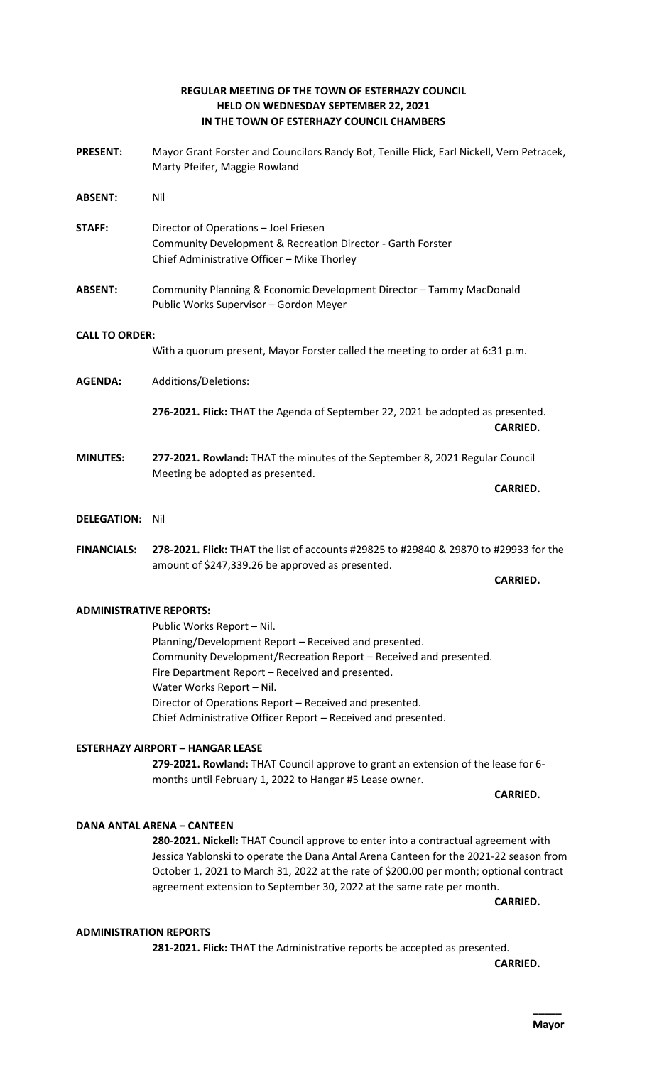**REGULAR MEETING OF THE TOWN OF ESTERHAZY COUNCIL**
**HELD ON WEDNESDAY SEPTEMBER 22, 2021**
**IN THE TOWN OF ESTERHAZY COUNCIL CHAMBERS**

**PRESENT:** Mayor Grant Forster and Councilors Randy Bot, Tenille Flick, Earl Nickell, Vern Petracek, Marty Pfeifer, Maggie Rowland

**ABSENT:** Nil

**STAFF:** Director of Operations – Joel Friesen
Community Development & Recreation Director - Garth Forster
Chief Administrative Officer – Mike Thorley

**ABSENT:** Community Planning & Economic Development Director – Tammy MacDonald
Public Works Supervisor – Gordon Meyer

**CALL TO ORDER:**

With a quorum present, Mayor Forster called the meeting to order at 6:31 p.m.

**AGENDA:** Additions/Deletions:

**276-2021. Flick:** THAT the Agenda of September 22, 2021 be adopted as presented.

**CARRIED.**

**MINUTES:** **277-2021. Rowland:** THAT the minutes of the September 8, 2021 Regular Council Meeting be adopted as presented.

**CARRIED.**

**DELEGATION:** Nil

**FINANCIALS:** **278-2021. Flick:** THAT the list of accounts #29825 to #29840 & 29870 to #29933 for the amount of $247,339.26 be approved as presented.

**CARRIED.**

**ADMINISTRATIVE REPORTS:**

Public Works Report – Nil.
Planning/Development Report – Received and presented.
Community Development/Recreation Report – Received and presented.
Fire Department Report – Received and presented.
Water Works Report – Nil.
Director of Operations Report – Received and presented.
Chief Administrative Officer Report – Received and presented.

**ESTERHAZY AIRPORT – HANGAR LEASE**

**279-2021. Rowland:** THAT Council approve to grant an extension of the lease for 6-months until February 1, 2022 to Hangar #5 Lease owner.

**CARRIED.**

**DANA ANTAL ARENA – CANTEEN**

**280-2021. Nickell:** THAT Council approve to enter into a contractual agreement with Jessica Yablonski to operate the Dana Antal Arena Canteen for the 2021-22 season from October 1, 2021 to March 31, 2022 at the rate of $200.00 per month; optional contract agreement extension to September 30, 2022 at the same rate per month.

**CARRIED.**

**ADMINISTRATION REPORTS**

**281-2021. Flick:** THAT the Administrative reports be accepted as presented.

**CARRIED.**

_____
**Mayor**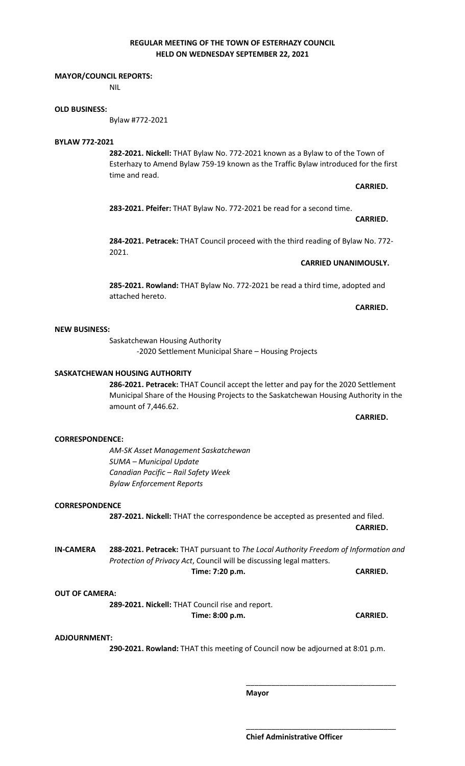**REGULAR MEETING OF THE TOWN OF ESTERHAZY COUNCIL HELD ON WEDNESDAY SEPTEMBER 22, 2021**

**MAYOR/COUNCIL REPORTS:**

NIL

**OLD BUSINESS:**

Bylaw #772-2021

**BYLAW 772-2021**

**282-2021. Nickell:** THAT Bylaw No. 772-2021 known as a Bylaw to of the Town of Esterhazy to Amend Bylaw 759-19 known as the Traffic Bylaw introduced for the first time and read.

**CARRIED.**

**283-2021. Pfeifer:** THAT Bylaw No. 772-2021 be read for a second time.

**CARRIED.**

**284-2021. Petracek:** THAT Council proceed with the third reading of Bylaw No. 772-2021.

**CARRIED UNANIMOUSLY.**

**285-2021. Rowland:** THAT Bylaw No. 772-2021 be read a third time, adopted and attached hereto.

**CARRIED.**

**NEW BUSINESS:**

Saskatchewan Housing Authority

-2020 Settlement Municipal Share – Housing Projects

**SASKATCHEWAN HOUSING AUTHORITY**

**286-2021. Petracek:** THAT Council accept the letter and pay for the 2020 Settlement Municipal Share of the Housing Projects to the Saskatchewan Housing Authority in the amount of 7,446.62.

**CARRIED.**

**CORRESPONDENCE:**

*AM-SK Asset Management Saskatchewan*
*SUMA – Municipal Update*
*Canadian Pacific – Rail Safety Week*
*Bylaw Enforcement Reports*

**CORRESPONDENCE**

**287-2021. Nickell:** THAT the correspondence be accepted as presented and filed.

**CARRIED.**

**IN-CAMERA** **288-2021. Petracek:** THAT pursuant to *The Local Authority Freedom of Information and Protection of Privacy Act*, Council will be discussing legal matters.

**Time: 7:20 p.m.** **CARRIED.**

**OUT OF CAMERA:**

**289-2021. Nickell:** THAT Council rise and report.

**Time: 8:00 p.m.** **CARRIED.**

**ADJOURNMENT:**

**290-2021. Rowland:** THAT this meeting of Council now be adjourned at 8:01 p.m.

\_\_\_\_\_\_\_\_\_\_\_\_\_\_\_\_\_\_\_\_\_\_\_\_\_\_\_\_\_\_\_\_\_\_\_\_

**Mayor**

\_\_\_\_\_\_\_\_\_\_\_\_\_\_\_\_\_\_\_\_\_\_\_\_\_\_\_\_\_\_\_\_\_\_\_\_

**Chief Administrative Officer**